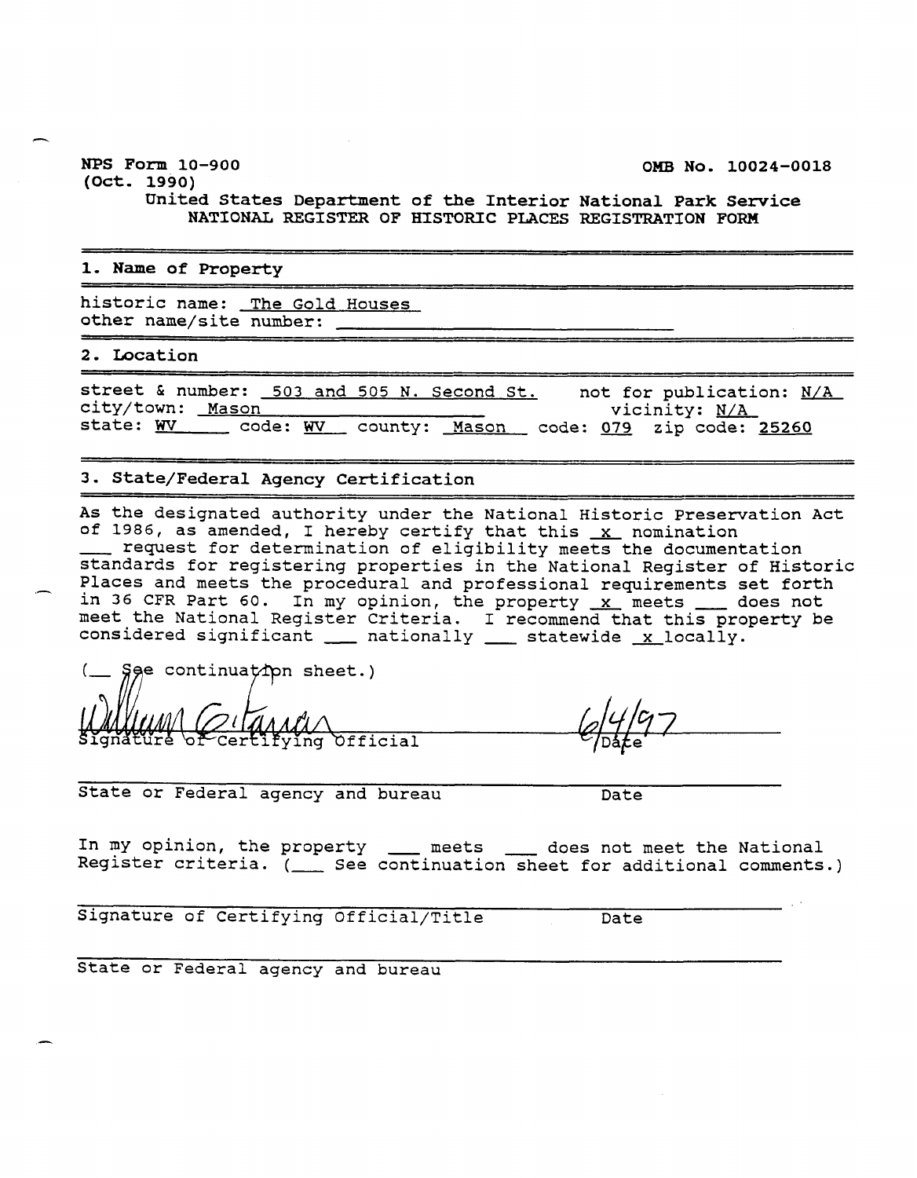NPS Form 10-900 OMB No. 10024-0018
(Oct. 1990)

United States Department of the Interior National Park Service
NATIONAL REGISTER OF HISTORIC PLACES REGISTRATION FORM

## 1. Name of Property

historic name: The Gold Houses
other name/site number: ______

## 2. Location

street & number: 503 and 505 N. Second St. not for publication: N/A
city/town: Mason vicinity: N/A
state: WV code: WV county: Mason code: 079 zip code: 25260

## 3. State/Federal Agency Certification

As the designated authority under the National Historic Preservation Act of 1986, as amended, I hereby certify that this _x_ nomination ___ request for determination of eligibility meets the documentation standards for registering properties in the National Register of Historic Places and meets the procedural and professional requirements set forth in 36 CFR Part 60. In my opinion, the property _x_ meets ___ does not meet the National Register Criteria. I recommend that this property be considered significant ___ nationally ___ statewide _x_ locally.

(__ See continuation sheet.)

William Pitanar 6/4/97
Signature of Certifying Official Date

______
State or Federal agency and bureau Date

In my opinion, the property ___ meets ___ does not meet the National Register criteria. (___ See continuation sheet for additional comments.)

______
Signature of Certifying Official/Title Date

______
State or Federal agency and bureau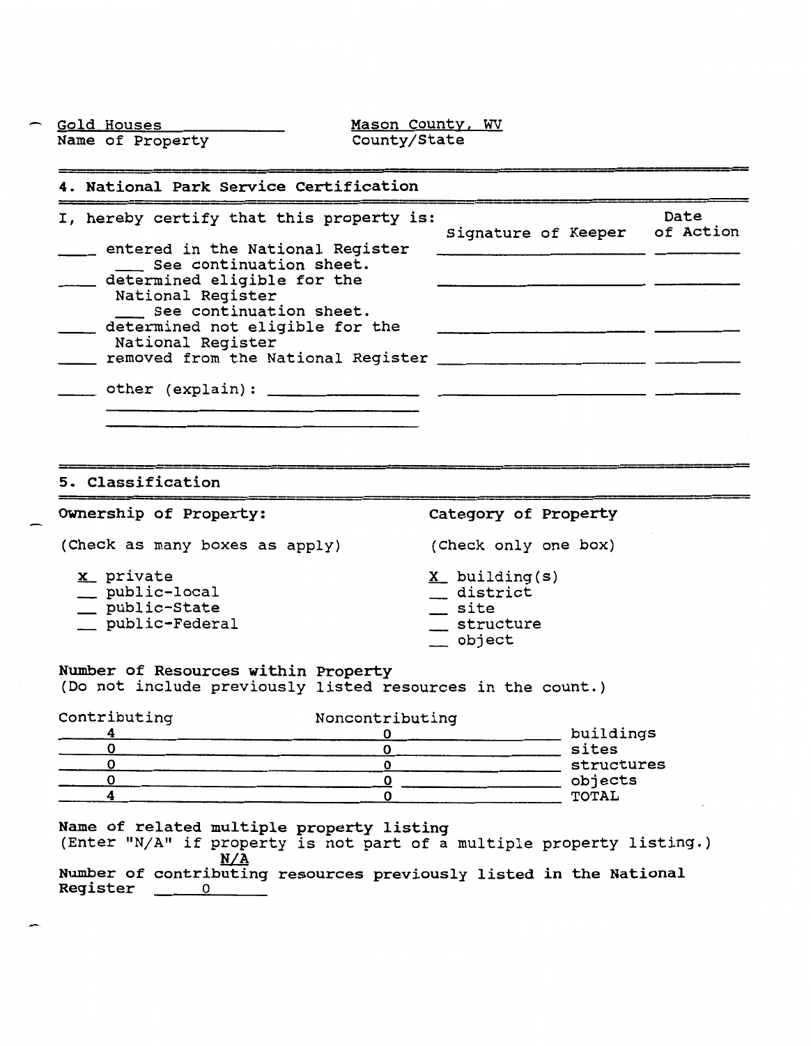Gold Houses
Name of Property

Mason County, WV
County/State

## 4. National Park Service Certification

I, hereby certify that this property is:

| | Signature of Keeper | Date of Action |
|---|---|---|
| ____ entered in the National Register ___ See continuation sheet. | | |
| ____ determined eligible for the National Register ___ See continuation sheet. | | |
| ____ determined not eligible for the National Register | | |
| ____ removed from the National Register | | |
| ____ other (explain): ______________ | | |

## 5. Classification

**Ownership of Property:**

(Check as many boxes as apply)

- x private
- __ public-local
- __ public-State
- __ public-Federal

**Category of Property**

(Check only one box)

- X building(s)
- __ district
- __ site
- __ structure
- __ object

**Number of Resources within Property**
(Do not include previously listed resources in the count.)

| Contributing | Noncontributing | |
|---|---|---|
| 4 | 0 | buildings |
| 0 | 0 | sites |
| 0 | 0 | structures |
| 0 | 0 | objects |
| 4 | 0 | TOTAL |

**Name of related multiple property listing**
(Enter "N/A" if property is not part of a multiple property listing.)
N/A

**Number of contributing resources previously listed in the National Register** 0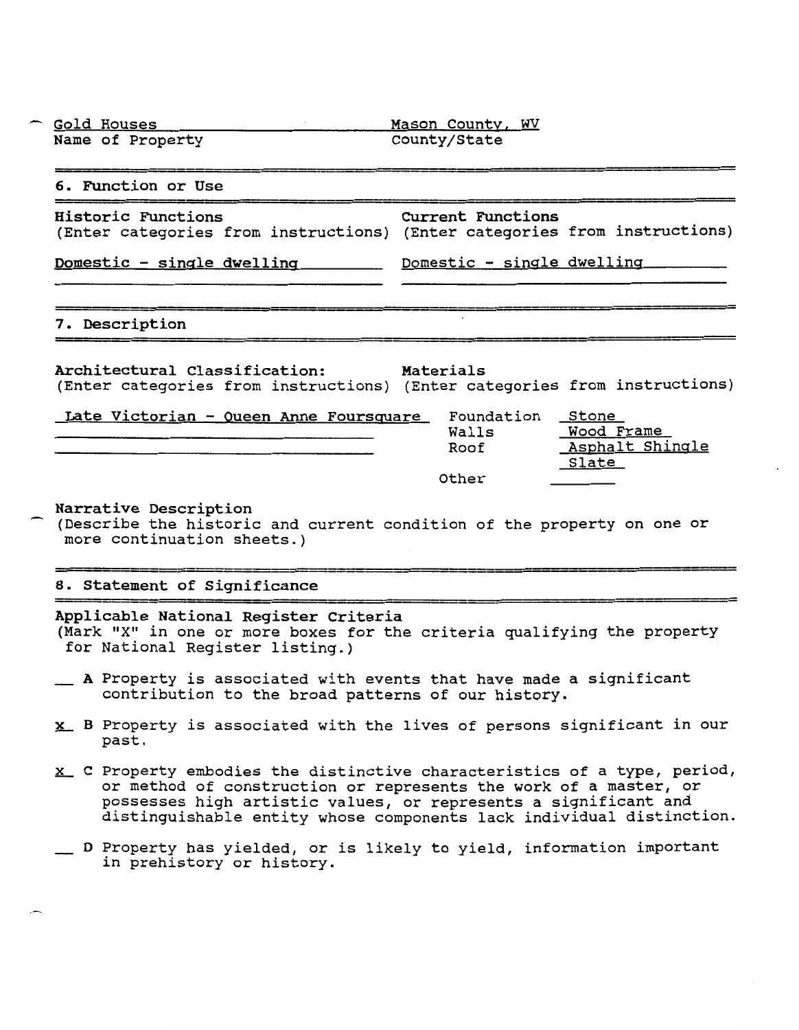Gold Houses | Mason County, WV
Name of Property | County/State

## 6. Function or Use

| Historic Functions (Enter categories from instructions) | Current Functions (Enter categories from instructions) |
| --- | --- |
| Domestic - single dwelling | Domestic - single dwelling |

## 7. Description

**Architectural Classification:** (Enter categories from instructions)

Late Victorian - Queen Anne Foursquare

**Materials** (Enter categories from instructions)

| | |
| --- | --- |
| Foundation | Stone |
| Walls | Wood Frame |
| Roof | Asphalt Shingle, Slate |
| Other | |

**Narrative Description**
(Describe the historic and current condition of the property on one or more continuation sheets.)

## 8. Statement of Significance

**Applicable National Register Criteria**
(Mark "X" in one or more boxes for the criteria qualifying the property for National Register listing.)

__ **A** Property is associated with events that have made a significant contribution to the broad patterns of our history.

x **B** Property is associated with the lives of persons significant in our past.

x **C** Property embodies the distinctive characteristics of a type, period, or method of construction or represents the work of a master, or possesses high artistic values, or represents a significant and distinguishable entity whose components lack individual distinction.

__ **D** Property has yielded, or is likely to yield, information important in prehistory or history.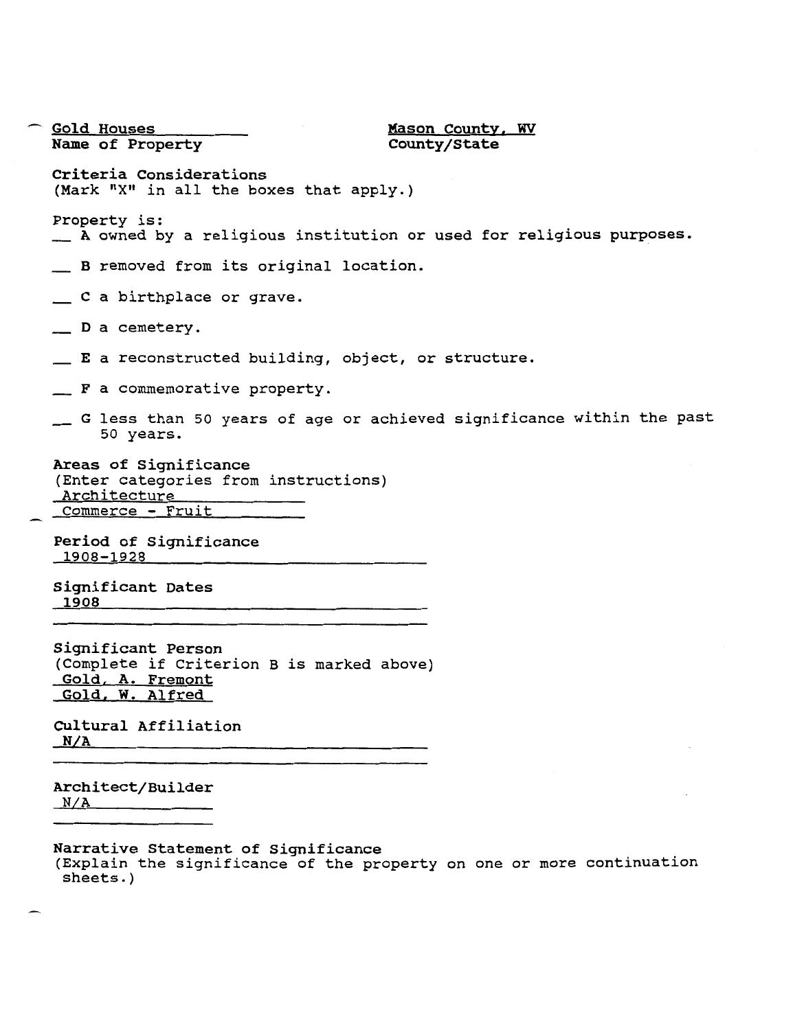Gold Houses
Name of Property

Mason County, WV
County/State

**Criteria Considerations**
(Mark "X" in all the boxes that apply.)

Property is:

__ **A** owned by a religious institution or used for religious purposes.

__ **B** removed from its original location.

__ **C** a birthplace or grave.

__ **D** a cemetery.

__ **E** a reconstructed building, object, or structure.

__ **F** a commemorative property.

__ **G** less than 50 years of age or achieved significance within the past 50 years.

**Areas of Significance**
(Enter categories from instructions)
Architecture
Commerce - Fruit

**Period of Significance**
1908-1928

**Significant Dates**
1908

**Significant Person**
(Complete if Criterion B is marked above)
Gold, A. Fremont
Gold, W. Alfred

**Cultural Affiliation**
N/A

**Architect/Builder**
N/A

**Narrative Statement of Significance**
(Explain the significance of the property on one or more continuation sheets.)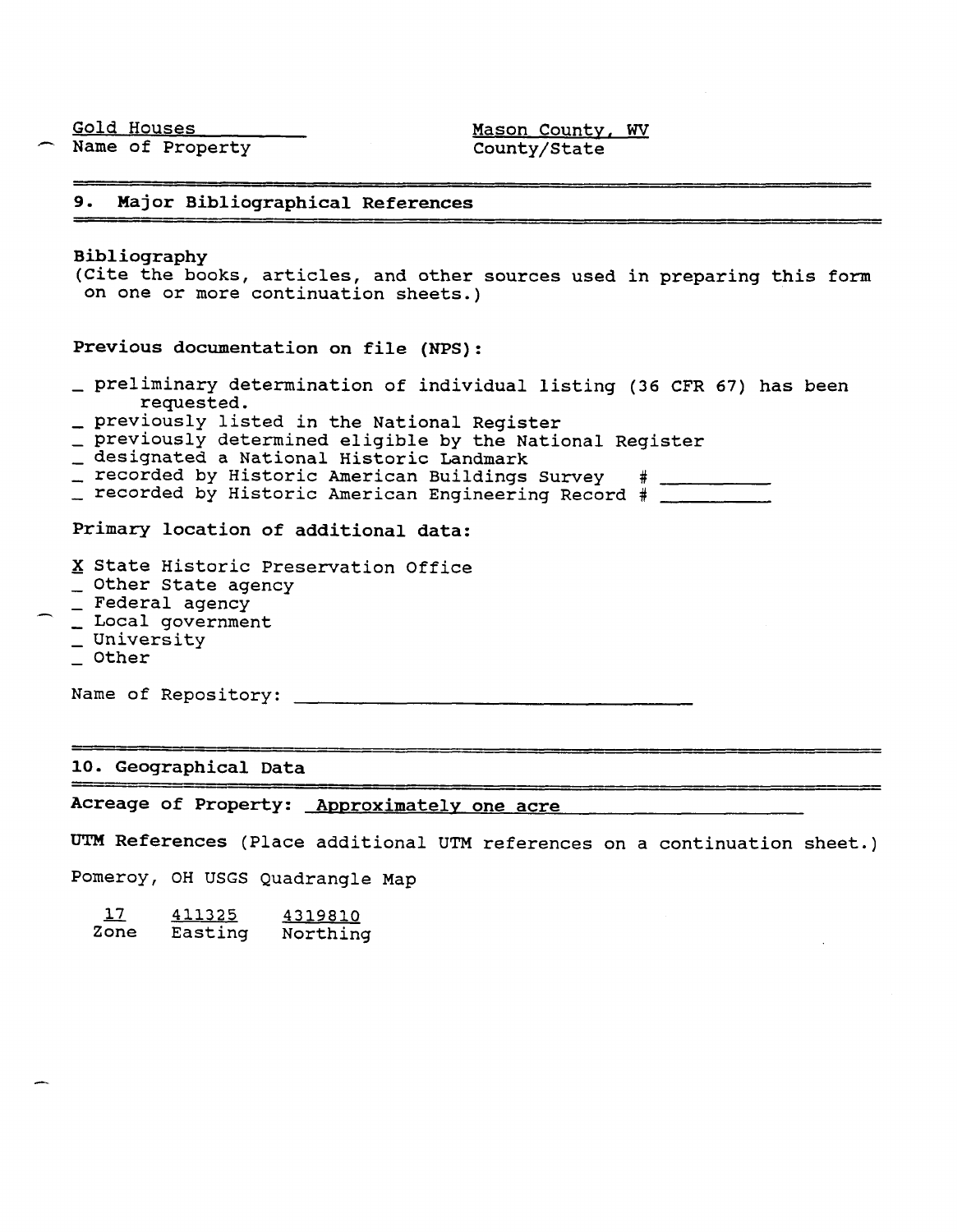Gold Houses
Name of Property

Mason County, WV
County/State

## 9. Major Bibliographical References

**Bibliography**
(Cite the books, articles, and other sources used in preparing this form on one or more continuation sheets.)

**Previous documentation on file (NPS):**

_ preliminary determination of individual listing (36 CFR 67) has been requested.
_ previously listed in the National Register
_ previously determined eligible by the National Register
_ designated a National Historic Landmark
_ recorded by Historic American Buildings Survey # ________
_ recorded by Historic American Engineering Record # ________

**Primary location of additional data:**

X State Historic Preservation Office
_ Other State agency
_ Federal agency
_ Local government
_ University
_ Other

Name of Repository: ______________________________

## 10. Geographical Data

**Acreage of Property:** Approximately one acre

**UTM References** (Place additional UTM references on a continuation sheet.)

Pomeroy, OH USGS Quadrangle Map

| Zone | Easting | Northing |
|---|---|---|
| 17 | 411325 | 4319810 |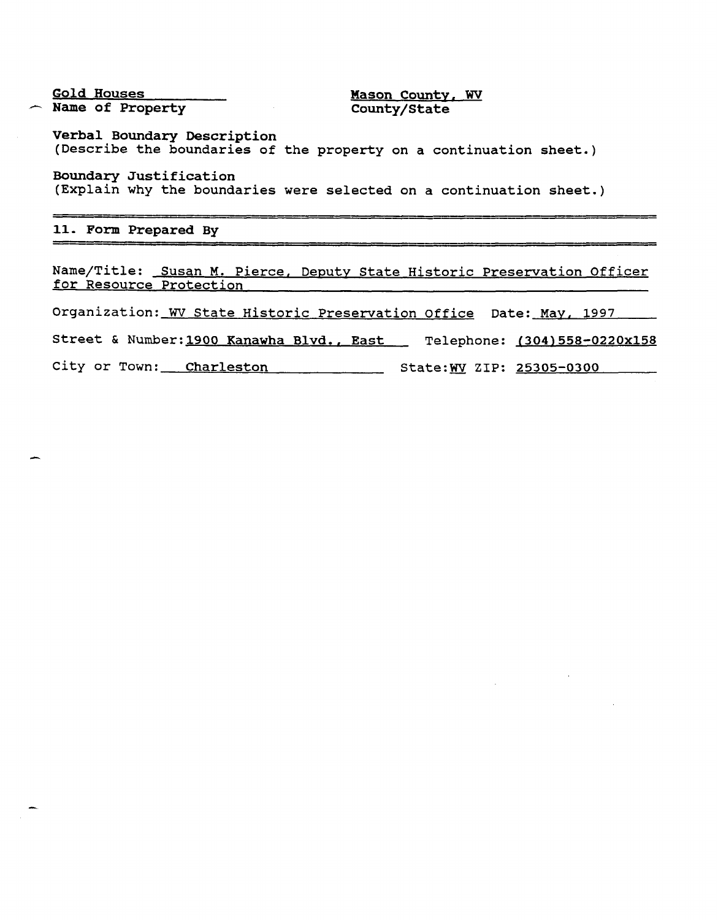Gold Houses
Name of Property

Mason County, WV
County/State

**Verbal Boundary Description**
(Describe the boundaries of the property on a continuation sheet.)

**Boundary Justification**
(Explain why the boundaries were selected on a continuation sheet.)

## 11. Form Prepared By

Name/Title: Susan M. Pierce, Deputy State Historic Preservation Officer for Resource Protection

Organization: WV State Historic Preservation Office Date: May, 1997

Street & Number: 1900 Kanawha Blvd., East Telephone: (304)558-0220x158

City or Town: Charleston State: WV ZIP: 25305-0300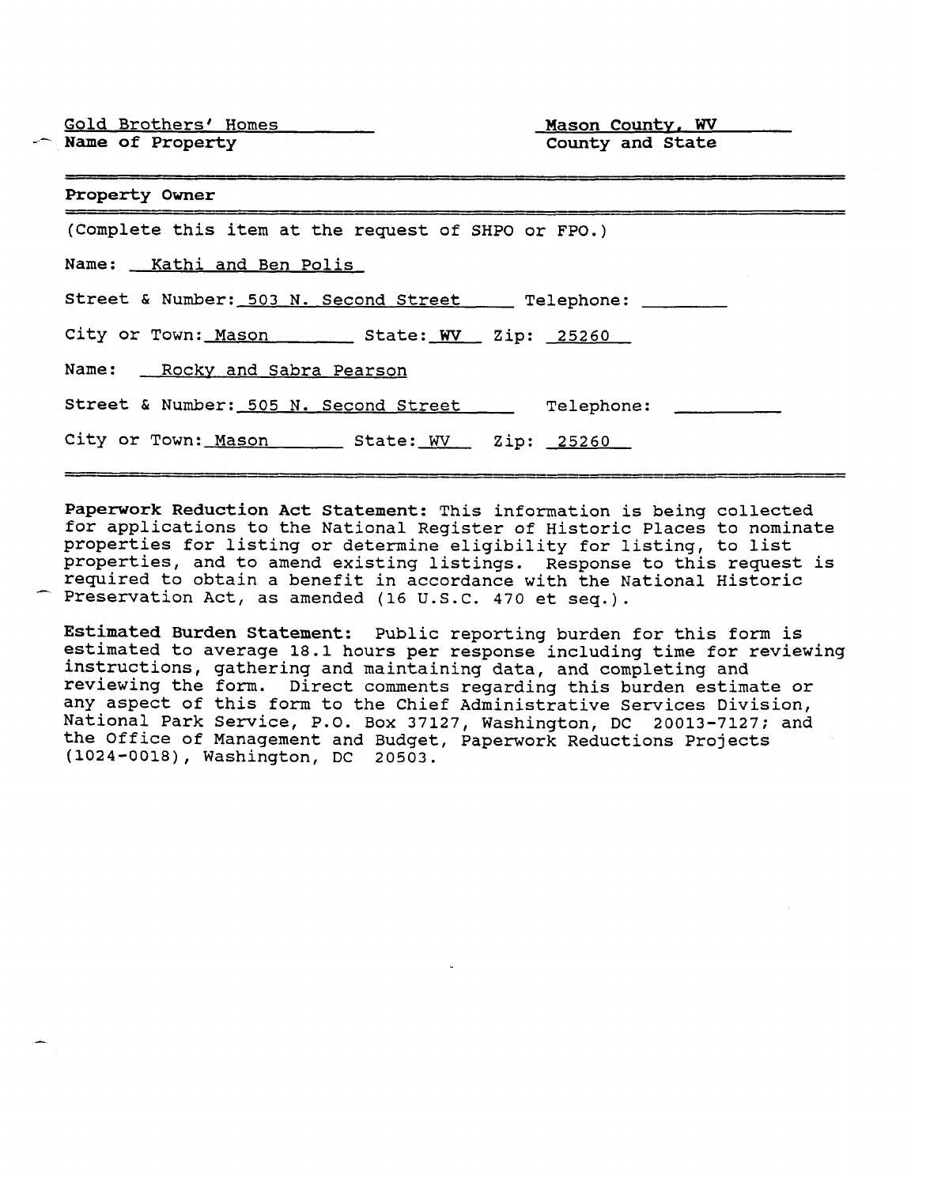Gold Brothers' Homes
**Name of Property**

Mason County, WV
**County and State**

---

**Property Owner**

---

(Complete this item at the request of SHPO or FPO.)

Name: Kathi and Ben Polis

Street & Number: 503 N. Second Street Telephone: 

City or Town: Mason State: WV Zip: 25260

Name: Rocky and Sabra Pearson

Street & Number: 505 N. Second Street Telephone: 

City or Town: Mason State: WV Zip: 25260

---

**Paperwork Reduction Act Statement:** This information is being collected for applications to the National Register of Historic Places to nominate properties for listing or determine eligibility for listing, to list properties, and to amend existing listings. Response to this request is required to obtain a benefit in accordance with the National Historic Preservation Act, as amended (16 U.S.C. 470 et seq.).

**Estimated Burden Statement:** Public reporting burden for this form is estimated to average 18.1 hours per response including time for reviewing instructions, gathering and maintaining data, and completing and reviewing the form. Direct comments regarding this burden estimate or any aspect of this form to the Chief Administrative Services Division, National Park Service, P.O. Box 37127, Washington, DC 20013-7127; and the Office of Management and Budget, Paperwork Reductions Projects (1024-0018), Washington, DC 20503.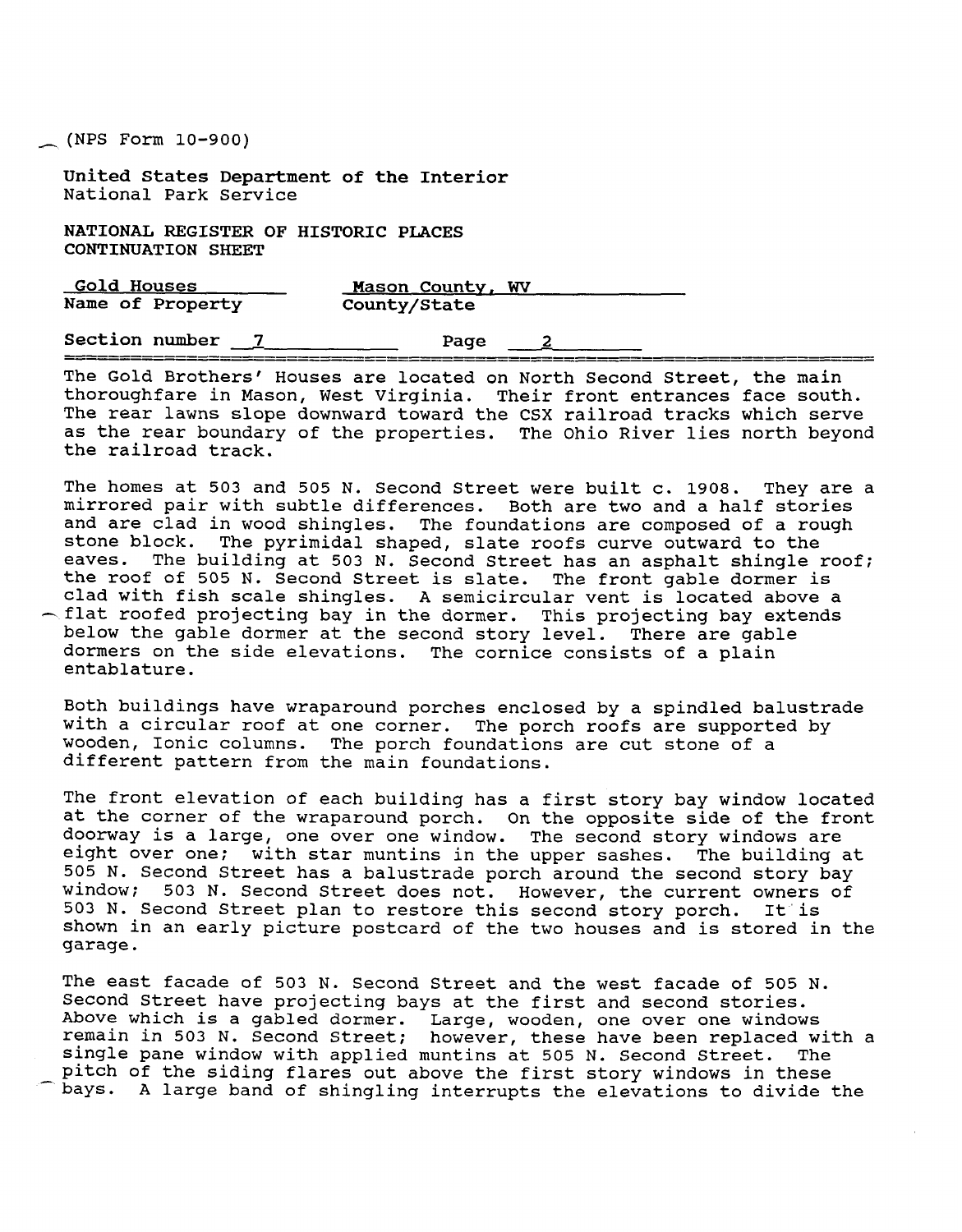(NPS Form 10-900)

United States Department of the Interior
National Park Service

NATIONAL REGISTER OF HISTORIC PLACES
CONTINUATION SHEET

Gold Houses — Name of Property
Mason County, WV — County/State

Section number 7 Page 2

The Gold Brothers' Houses are located on North Second Street, the main thoroughfare in Mason, West Virginia. Their front entrances face south. The rear lawns slope downward toward the CSX railroad tracks which serve as the rear boundary of the properties. The Ohio River lies north beyond the railroad track.

The homes at 503 and 505 N. Second Street were built c. 1908. They are a mirrored pair with subtle differences. Both are two and a half stories and are clad in wood shingles. The foundations are composed of a rough stone block. The pyrimidal shaped, slate roofs curve outward to the eaves. The building at 503 N. Second Street has an asphalt shingle roof; the roof of 505 N. Second Street is slate. The front gable dormer is clad with fish scale shingles. A semicircular vent is located above a flat roofed projecting bay in the dormer. This projecting bay extends below the gable dormer at the second story level. There are gable dormers on the side elevations. The cornice consists of a plain entablature.

Both buildings have wraparound porches enclosed by a spindled balustrade with a circular roof at one corner. The porch roofs are supported by wooden, Ionic columns. The porch foundations are cut stone of a different pattern from the main foundations.

The front elevation of each building has a first story bay window located at the corner of the wraparound porch. On the opposite side of the front doorway is a large, one over one window. The second story windows are eight over one; with star muntins in the upper sashes. The building at 505 N. Second Street has a balustrade porch around the second story bay window; 503 N. Second Street does not. However, the current owners of 503 N. Second Street plan to restore this second story porch. It is shown in an early picture postcard of the two houses and is stored in the garage.

The east facade of 503 N. Second Street and the west facade of 505 N. Second Street have projecting bays at the first and second stories. Above which is a gabled dormer. Large, wooden, one over one windows remain in 503 N. Second Street; however, these have been replaced with a single pane window with applied muntins at 505 N. Second Street. The pitch of the siding flares out above the first story windows in these bays. A large band of shingling interrupts the elevations to divide the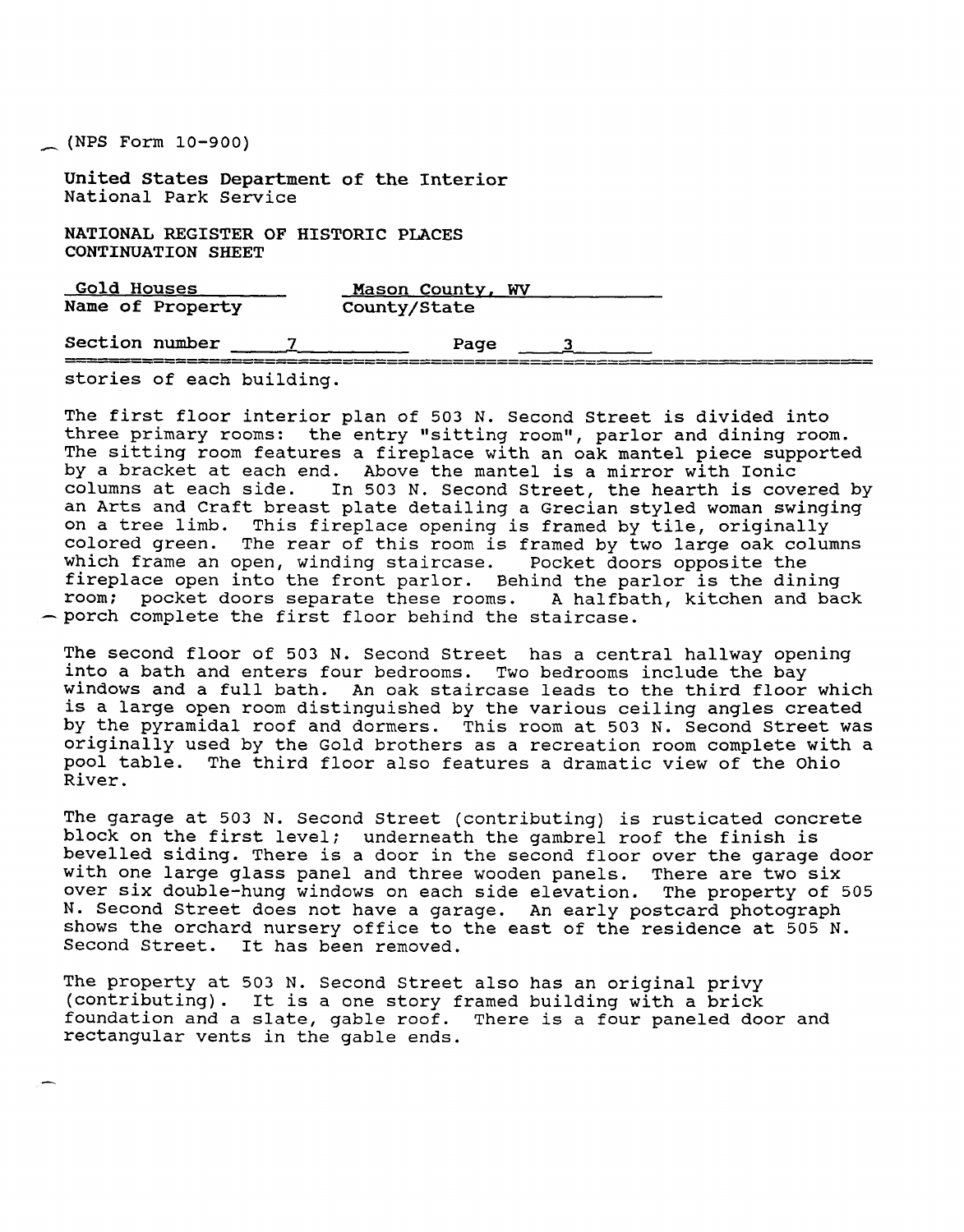(NPS Form 10-900)

United States Department of the Interior
National Park Service

NATIONAL REGISTER OF HISTORIC PLACES
CONTINUATION SHEET

Gold Houses — Name of Property
Mason County, WV — County/State

Section number 7 Page 3

stories of each building.

The first floor interior plan of 503 N. Second Street is divided into three primary rooms: the entry "sitting room", parlor and dining room. The sitting room features a fireplace with an oak mantel piece supported by a bracket at each end. Above the mantel is a mirror with Ionic columns at each side. In 503 N. Second Street, the hearth is covered by an Arts and Craft breast plate detailing a Grecian styled woman swinging on a tree limb. This fireplace opening is framed by tile, originally colored green. The rear of this room is framed by two large oak columns which frame an open, winding staircase. Pocket doors opposite the fireplace open into the front parlor. Behind the parlor is the dining room; pocket doors separate these rooms. A halfbath, kitchen and back porch complete the first floor behind the staircase.

The second floor of 503 N. Second Street has a central hallway opening into a bath and enters four bedrooms. Two bedrooms include the bay windows and a full bath. An oak staircase leads to the third floor which is a large open room distinguished by the various ceiling angles created by the pyramidal roof and dormers. This room at 503 N. Second Street was originally used by the Gold brothers as a recreation room complete with a pool table. The third floor also features a dramatic view of the Ohio River.

The garage at 503 N. Second Street (contributing) is rusticated concrete block on the first level; underneath the gambrel roof the finish is bevelled siding. There is a door in the second floor over the garage door with one large glass panel and three wooden panels. There are two six over six double-hung windows on each side elevation. The property of 505 N. Second Street does not have a garage. An early postcard photograph shows the orchard nursery office to the east of the residence at 505 N. Second Street. It has been removed.

The property at 503 N. Second Street also has an original privy (contributing). It is a one story framed building with a brick foundation and a slate, gable roof. There is a four paneled door and rectangular vents in the gable ends.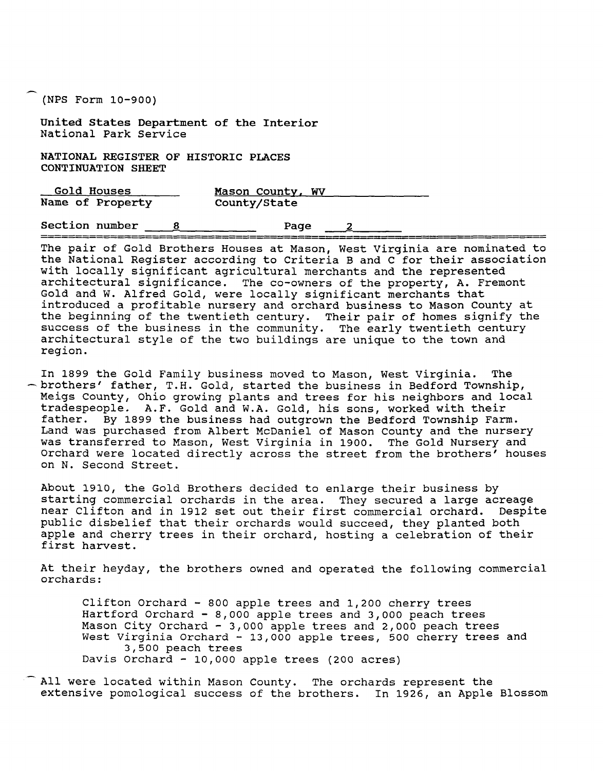(NPS Form 10-900)

United States Department of the Interior
National Park Service

NATIONAL REGISTER OF HISTORIC PLACES
CONTINUATION SHEET

Gold Houses — Name of Property
Mason County, WV — County/State

Section number 8 Page 2

The pair of Gold Brothers Houses at Mason, West Virginia are nominated to the National Register according to Criteria B and C for their association with locally significant agricultural merchants and the represented architectural significance. The co-owners of the property, A. Fremont Gold and W. Alfred Gold, were locally significant merchants that introduced a profitable nursery and orchard business to Mason County at the beginning of the twentieth century. Their pair of homes signify the success of the business in the community. The early twentieth century architectural style of the two buildings are unique to the town and region.

In 1899 the Gold Family business moved to Mason, West Virginia. The brothers' father, T.H. Gold, started the business in Bedford Township, Meigs County, Ohio growing plants and trees for his neighbors and local tradespeople. A.F. Gold and W.A. Gold, his sons, worked with their father. By 1899 the business had outgrown the Bedford Township Farm. Land was purchased from Albert McDaniel of Mason County and the nursery was transferred to Mason, West Virginia in 1900. The Gold Nursery and Orchard were located directly across the street from the brothers' houses on N. Second Street.

About 1910, the Gold Brothers decided to enlarge their business by starting commercial orchards in the area. They secured a large acreage near Clifton and in 1912 set out their first commercial orchard. Despite public disbelief that their orchards would succeed, they planted both apple and cherry trees in their orchard, hosting a celebration of their first harvest.

At their heyday, the brothers owned and operated the following commercial orchards:

- Clifton Orchard - 800 apple trees and 1,200 cherry trees
- Hartford Orchard - 8,000 apple trees and 3,000 peach trees
- Mason City Orchard - 3,000 apple trees and 2,000 peach trees
- West Virginia Orchard - 13,000 apple trees, 500 cherry trees and 3,500 peach trees
- Davis Orchard - 10,000 apple trees (200 acres)

All were located within Mason County. The orchards represent the extensive pomological success of the brothers. In 1926, an Apple Blossom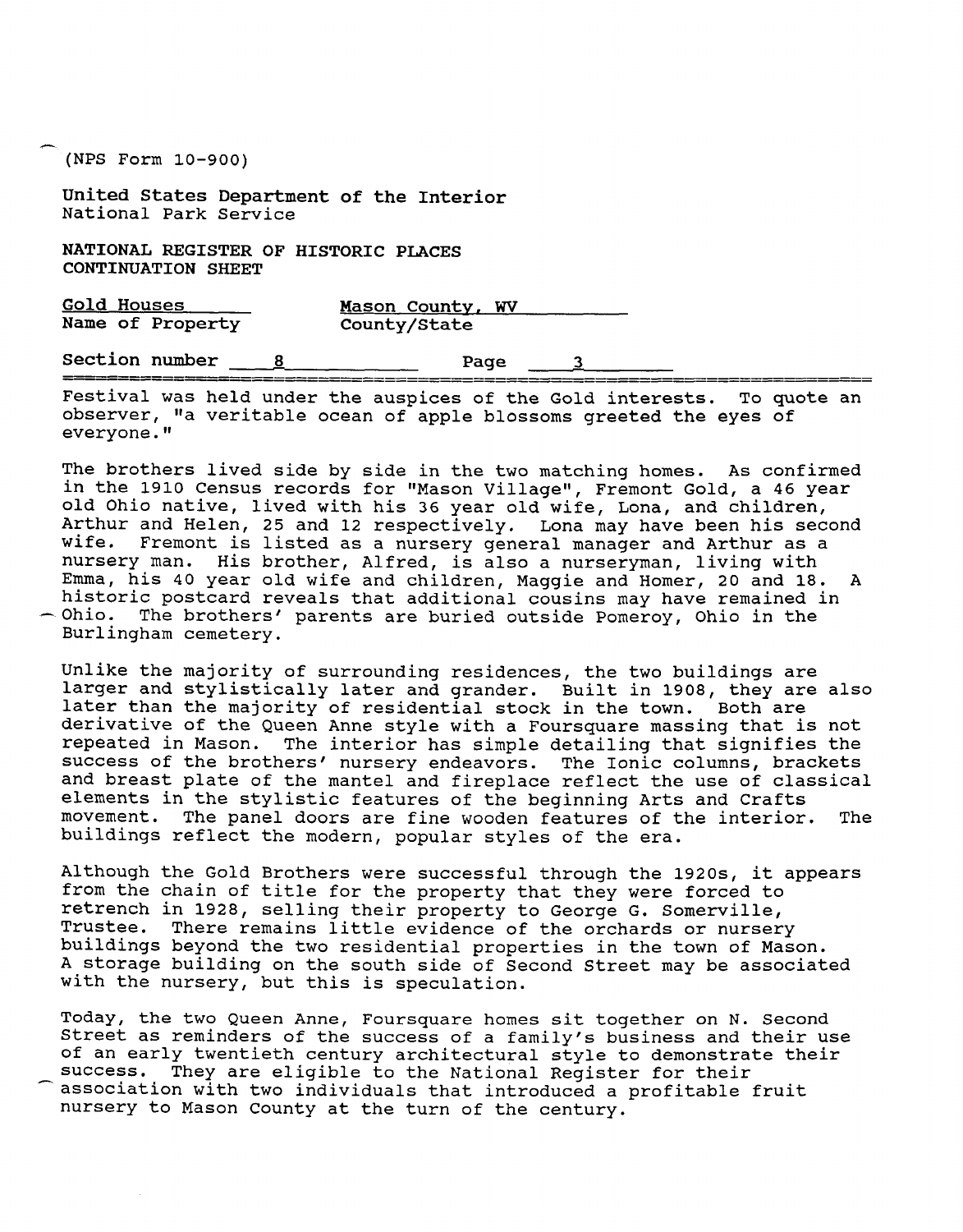(NPS Form 10-900)

United States Department of the Interior
National Park Service

**NATIONAL REGISTER OF HISTORIC PLACES**
**CONTINUATION SHEET**

| Gold Houses | Mason County, WV |
|---|---|
| Name of Property | County/State |

Section number 8 Page 3

Festival was held under the auspices of the Gold interests. To quote an observer, "a veritable ocean of apple blossoms greeted the eyes of everyone."

The brothers lived side by side in the two matching homes. As confirmed in the 1910 Census records for "Mason Village", Fremont Gold, a 46 year old Ohio native, lived with his 36 year old wife, Lona, and children, Arthur and Helen, 25 and 12 respectively. Lona may have been his second wife. Fremont is listed as a nursery general manager and Arthur as a nursery man. His brother, Alfred, is also a nurseryman, living with Emma, his 40 year old wife and children, Maggie and Homer, 20 and 18. A historic postcard reveals that additional cousins may have remained in Ohio. The brothers' parents are buried outside Pomeroy, Ohio in the Burlingham cemetery.

Unlike the majority of surrounding residences, the two buildings are larger and stylistically later and grander. Built in 1908, they are also later than the majority of residential stock in the town. Both are derivative of the Queen Anne style with a Foursquare massing that is not repeated in Mason. The interior has simple detailing that signifies the success of the brothers' nursery endeavors. The Ionic columns, brackets and breast plate of the mantel and fireplace reflect the use of classical elements in the stylistic features of the beginning Arts and Crafts movement. The panel doors are fine wooden features of the interior. The buildings reflect the modern, popular styles of the era.

Although the Gold Brothers were successful through the 1920s, it appears from the chain of title for the property that they were forced to retrench in 1928, selling their property to George G. Somerville, Trustee. There remains little evidence of the orchards or nursery buildings beyond the two residential properties in the town of Mason. A storage building on the south side of Second Street may be associated with the nursery, but this is speculation.

Today, the two Queen Anne, Foursquare homes sit together on N. Second Street as reminders of the success of a family's business and their use of an early twentieth century architectural style to demonstrate their success. They are eligible to the National Register for their association with two individuals that introduced a profitable fruit nursery to Mason County at the turn of the century.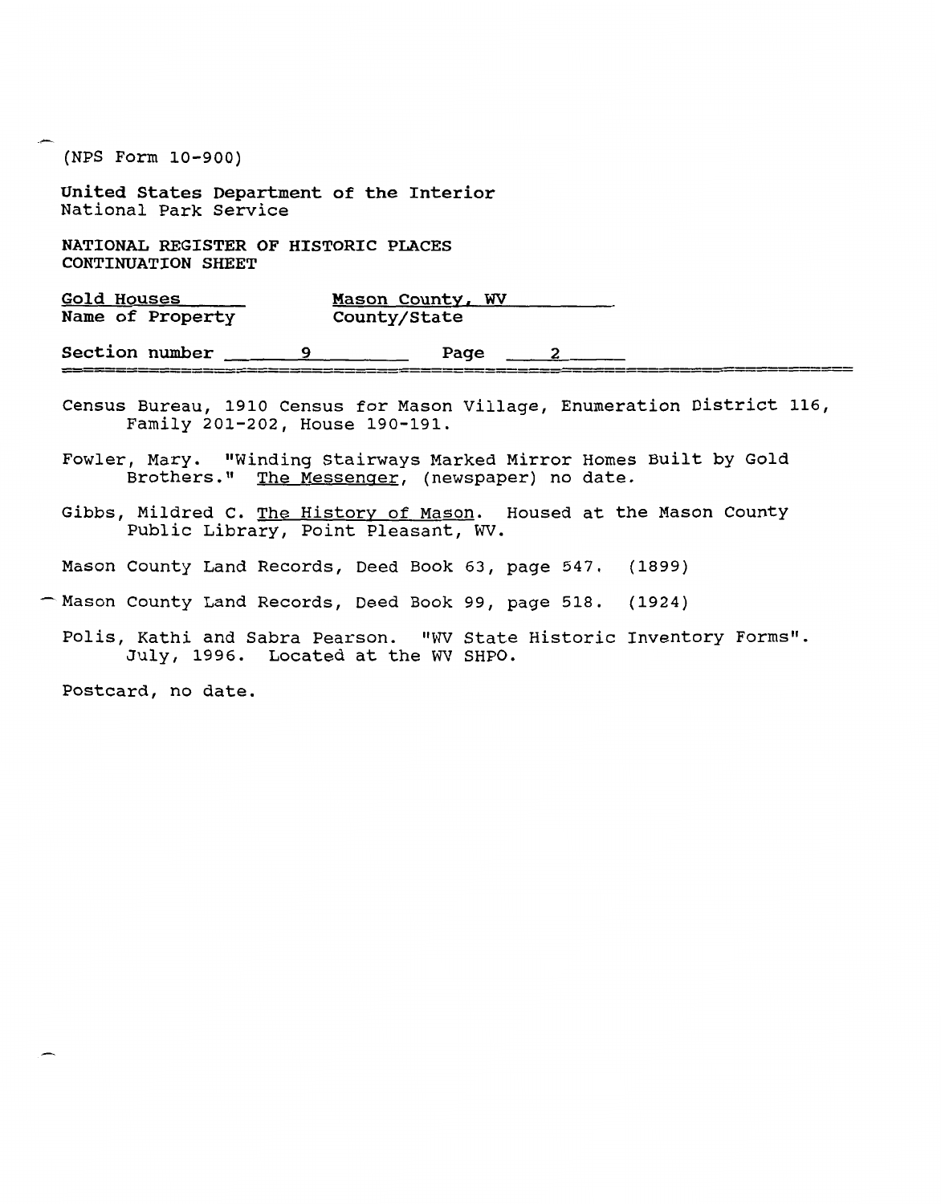(NPS Form 10-900)

United States Department of the Interior
National Park Service

NATIONAL REGISTER OF HISTORIC PLACES
CONTINUATION SHEET

Gold Houses — Name of Property
Mason County, WV — County/State

Section number 9 Page 2

Census Bureau, 1910 Census for Mason Village, Enumeration District 116, Family 201-202, House 190-191.

Fowler, Mary. "Winding Stairways Marked Mirror Homes Built by Gold Brothers." The Messenger, (newspaper) no date.

Gibbs, Mildred C. The History of Mason. Housed at the Mason County Public Library, Point Pleasant, WV.

Mason County Land Records, Deed Book 63, page 547. (1899)

Mason County Land Records, Deed Book 99, page 518. (1924)

Polis, Kathi and Sabra Pearson. "WV State Historic Inventory Forms". July, 1996. Located at the WV SHPO.

Postcard, no date.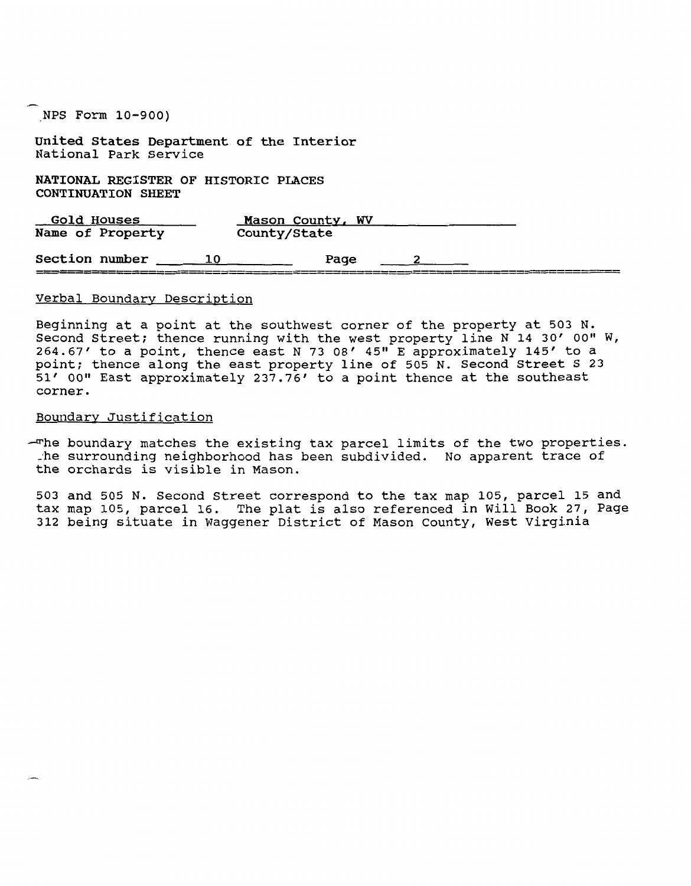NPS Form 10-900)

United States Department of the Interior
National Park Service

NATIONAL REGISTER OF HISTORIC PLACES
CONTINUATION SHEET

Gold Houses — Name of Property
Mason County, WV — County/State

Section number 10 Page 2

## Verbal Boundary Description

Beginning at a point at the southwest corner of the property at 503 N. Second Street; thence running with the west property line N 14 30' 00" W, 264.67' to a point, thence east N 73 08' 45" E approximately 145' to a point; thence along the east property line of 505 N. Second Street S 23 51' 00" East approximately 237.76' to a point thence at the southeast corner.

## Boundary Justification

The boundary matches the existing tax parcel limits of the two properties. The surrounding neighborhood has been subdivided. No apparent trace of the orchards is visible in Mason.

503 and 505 N. Second Street correspond to the tax map 105, parcel 15 and tax map 105, parcel 16. The plat is also referenced in Will Book 27, Page 312 being situate in Waggener District of Mason County, West Virginia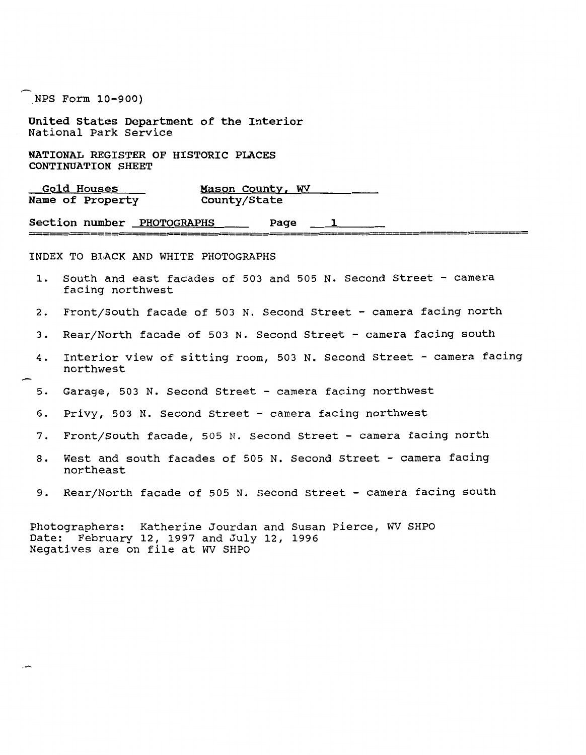NPS Form 10-900)

United States Department of the Interior
National Park Service

NATIONAL REGISTER OF HISTORIC PLACES
CONTINUATION SHEET

Gold Houses — Name of Property
Mason County, WV — County/State

Section number PHOTOGRAPHS Page 1

INDEX TO BLACK AND WHITE PHOTOGRAPHS

1. South and east facades of 503 and 505 N. Second Street - camera facing northwest
2. Front/South facade of 503 N. Second Street - camera facing north
3. Rear/North facade of 503 N. Second Street - camera facing south
4. Interior view of sitting room, 503 N. Second Street - camera facing northwest
5. Garage, 503 N. Second Street - camera facing northwest
6. Privy, 503 N. Second Street - camera facing northwest
7. Front/South facade, 505 N. Second Street - camera facing north
8. West and south facades of 505 N. Second Street - camera facing northeast
9. Rear/North facade of 505 N. Second Street - camera facing south

Photographers: Katherine Jourdan and Susan Pierce, WV SHPO
Date: February 12, 1997 and July 12, 1996
Negatives are on file at WV SHPO